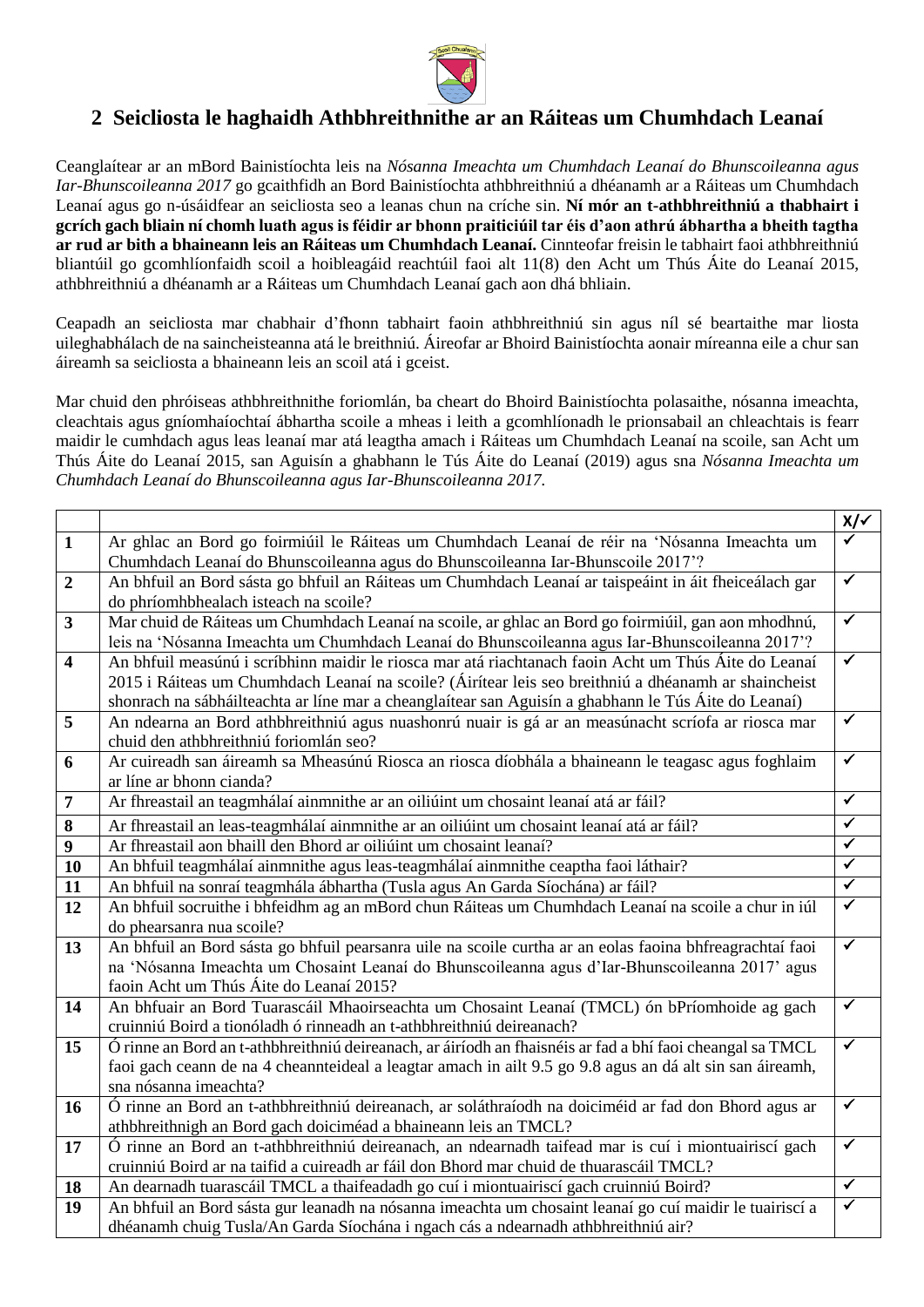## 2 Seicliosta le haghaidh Athbhreithnithe ar an Ráiteas um Chumhdach Leanaí

Ceanglaítear ar an mBord Bainistíochta leis na *Nósanna Imeachta um Chumhdach Leanaí do Bhunscoileanna agus Iar-Bhunscoileanna 2017* go gcaithfidh an Bord Bainistíochta athbhreithniú a dhéanamh ar a Ráiteas um Chumhdach Leanaí agus go n-úsáidfear an seicliosta seo a leanas chun na críche sin. **Ní mór an t-athbhreithniú a thabhairt i gcrích gach bliain ní chomh luath agus is féidir ar bhonn praiticiúil tar éis d'aon athrú ábhartha a bheith tagtha ar rud ar bith a bhaineann leis an Ráiteas um Chumhdach Leanaí.** Cinnteofar freisin le tabhairt faoi athbhreithniú bliantúil go gcomhlíonfaidh scoil a hoibleagáid reachtúil faoi alt 11(8) den Acht um Thús Áite do Leanaí 2015, athbhreithniú a dhéanamh ar a Ráiteas um Chumhdach Leanaí gach aon dhá bhliain.

Ceapadh an seicliosta mar chabhair d'fhonn tabhairt faoin athbhreithniú sin agus níl sé beartaithe mar liosta uileghabhálach de na saincheisteanna atá le breithniú. Áireofar ar Bhoird Bainistíochta aonair míreanna eile a chur san áireamh sa seicliosta a bhaineann leis an scoil atá i gceist.

Mar chuid den phróiseas athbhreithnithe foriomlán, ba cheart do Bhoird Bainistíochta polasaithe, nósanna imeachta, cleachtais agus gníomhaíochtaí ábhartha scoile a mheas i leith a gcomhlíonadh le prionsabail an chleachtais is fearr maidir le cumhdach agus leas leanaí mar atá leagtha amach i Ráiteas um Chumhdach Leanaí na scoile, san Acht um Thús Áite do Leanaí 2015, san Aguisín a ghabhann le Tús Áite do Leanaí (2019) agus sna *Nósanna Imeachta um Chumhdach Leanaí do Bhunscoileanna agus Iar-Bhunscoileanna 2017.*

| | | X/✓ |
|---|---|---|
| **1** | Ar ghlac an Bord go foirmiúil le Ráiteas um Chumhdach Leanaí de réir na 'Nósanna Imeachta um Chumhdach Leanaí do Bhunscoileanna agus do Bhunscoileanna Iar-Bhunscoile 2017'? | ✓ |
| **2** | An bhfuil an Bord sásta go bhfuil an Ráiteas um Chumhdach Leanaí ar taispeáint in áit fheiceálach gar do phríomhbhealach isteach na scoile? | ✓ |
| **3** | Mar chuid de Ráiteas um Chumhdach Leanaí na scoile, ar ghlac an Bord go foirmiúil, gan aon mhodhnú, leis na 'Nósanna Imeachta um Chumhdach Leanaí do Bhunscoileanna agus Iar-Bhunscoileanna 2017'? | ✓ |
| **4** | An bhfuil measúnú i scríbhinn maidir le riosca mar atá riachtanach faoin Acht um Thús Áite do Leanaí 2015 i Ráiteas um Chumhdach Leanaí na scoile? (Áirítear leis seo breithniú a dhéanamh ar shaincheist shonrach na sábháilteachta ar líne mar a cheanglaítear san Aguisín a ghabhann le Tús Áite do Leanaí) | ✓ |
| **5** | An ndearna an Bord athbhreithniú agus nuashonrú nuair is gá ar an measúnacht scríofa ar riosca mar chuid den athbhreithniú foriomlán seo? | ✓ |
| **6** | Ar cuireadh san áireamh sa Mheasúnú Riosca an riosca díobhála a bhaineann le teagasc agus foghlaim ar líne ar bhonn cianda? | ✓ |
| **7** | Ar fhreastail an teagmhálaí ainmnithe ar an oiliúint um chosaint leanaí atá ar fáil? | ✓ |
| **8** | Ar fhreastail an leas-teagmhálaí ainmnithe ar an oiliúint um chosaint leanaí atá ar fáil? | ✓ |
| **9** | Ar fhreastail aon bhaill den Bhord ar oiliúint um chosaint leanaí? | ✓ |
| **10** | An bhfuil teagmhálaí ainmnithe agus leas-teagmhálaí ainmnithe ceaptha faoi láthair? | ✓ |
| **11** | An bhfuil na sonraí teagmhála ábhartha (Tusla agus An Garda Síochána) ar fáil? | ✓ |
| **12** | An bhfuil socruithe i bhfeidhm ag an mBord chun Ráiteas um Chumhdach Leanaí na scoile a chur in iúl do phearsanra nua scoile? | ✓ |
| **13** | An bhfuil an Bord sásta go bhfuil pearsanra uile na scoile curtha ar an eolas faoina bhfreagrachtaí faoi na 'Nósanna Imeachta um Chosaint Leanaí do Bhunscoileanna agus d'Iar-Bhunscoileanna 2017' agus faoin Acht um Thús Áite do Leanaí 2015? | ✓ |
| **14** | An bhfuair an Bord Tuarascáil Mhaoirseachta um Chosaint Leanaí (TMCL) ón bPríomhoide ag gach cruinniú Boird a tionóladh ó rinneadh an t-athbhreithniú deireanach? | ✓ |
| **15** | Ó rinne an Bord an t-athbhreithniú deireanach, ar áiríodh an fhaisnéis ar fad a bhí faoi cheangal sa TMCL faoi gach ceann de na 4 cheannteideal a leagtar amach in ailt 9.5 go 9.8 agus an dá alt sin san áireamh, sna nósanna imeachta? | ✓ |
| **16** | Ó rinne an Bord an t-athbhreithniú deireanach, ar soláthraíodh na doiciméid ar fad don Bhord agus ar athbhreithnigh an Bord gach doiciméad a bhaineann leis an TMCL? | ✓ |
| **17** | Ó rinne an Bord an t-athbhreithniú deireanach, an ndearnadh taifead mar is cuí i miontuairiscí gach cruinniú Boird ar na taifid a cuireadh ar fáil don Bhord mar chuid de thuarascáil TMCL? | ✓ |
| **18** | An dearnadh tuarascáil TMCL a thaifeadadh go cuí i miontuairiscí gach cruinniú Boird? | ✓ |
| **19** | An bhfuil an Bord sásta gur leanadh na nósanna imeachta um chosaint leanaí go cuí maidir le tuairiscí a dhéanamh chuig Tusla/An Garda Síochána i ngach cás a ndearnadh athbhreithniú air? | ✓ |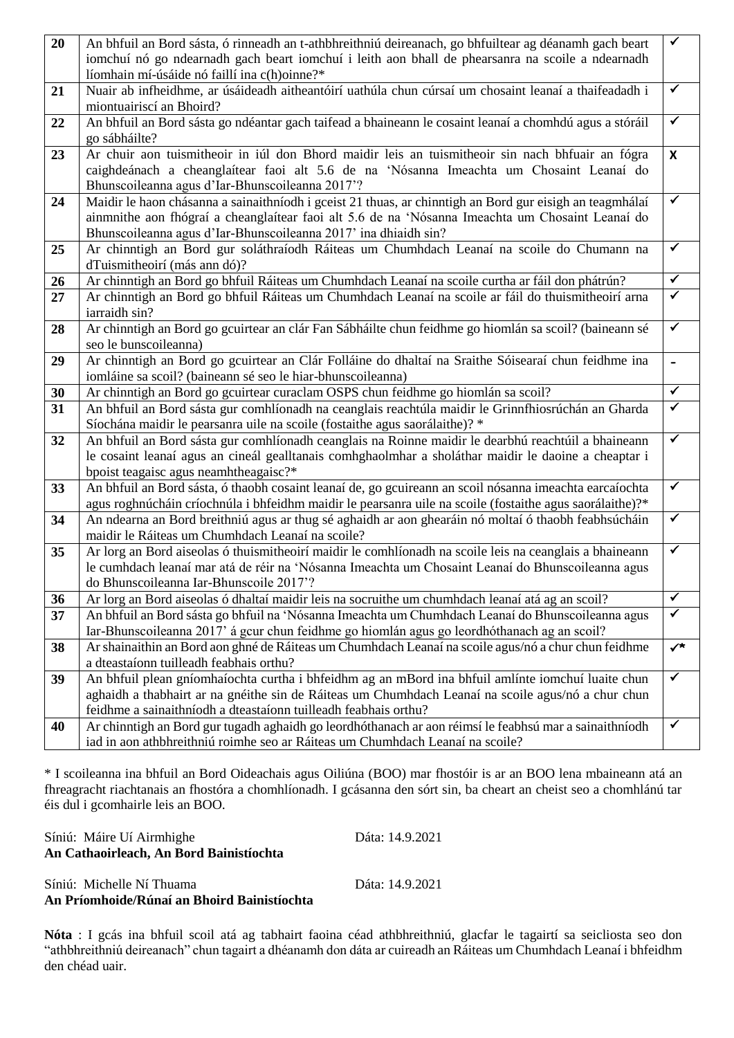| | | |
|---|---|---|
| **20** | An bhfuil an Bord sásta, ó rinneadh an t-athbhreithniú deireanach, go bhfuiltear ag déanamh gach beart iomchuí nó go ndearnadh gach beart iomchuí i leith aon bhall de phearsanra na scoile a ndearnadh líomhain mí-úsáide nó faillí ina c(h)oinne?* | ✓ |
| **21** | Nuair ab infheidhme, ar úsáideadh aitheantóirí uathúla chun cúrsaí um chosaint leanaí a thaifeadadh i miontuairiscí an Bhoird? | ✓ |
| **22** | An bhfuil an Bord sásta go ndéantar gach taifead a bhaineann le cosaint leanaí a chomhdú agus a stóráil go sábháilte? | ✓ |
| **23** | Ar chuir aon tuismitheoir in iúl don Bhord maidir leis an tuismitheoir sin nach bhfuair an fógra caighdeánach a cheanglaítear faoi alt 5.6 de na 'Nósanna Imeachta um Chosaint Leanaí do Bhunscoileanna agus d'Iar-Bhunscoileanna 2017'? | **x** |
| **24** | Maidir le haon chásanna a sainaithníodh i gceist 21 thuas, ar chinntigh an Bord gur eisigh an teagmhálaí ainmnithe aon fhógraí a cheanglaítear faoi alt 5.6 de na 'Nósanna Imeachta um Chosaint Leanaí do Bhunscoileanna agus d'Iar-Bhunscoileanna 2017' ina dhiaidh sin? | ✓ |
| **25** | Ar chinntigh an Bord gur soláthraíodh Ráiteas um Chumhdach Leanaí na scoile do Chumann na dTuismitheoirí (más ann dó)? | ✓ |
| **26** | Ar chinntigh an Bord go bhfuil Ráiteas um Chumhdach Leanaí na scoile curtha ar fáil don phátrún? | ✓ |
| **27** | Ar chinntigh an Bord go bhfuil Ráiteas um Chumhdach Leanaí na scoile ar fáil do thuismitheoirí arna iarraidh sin? | ✓ |
| **28** | Ar chinntigh an Bord go gcuirtear an clár Fan Sábháilte chun feidhme go hiomlán sa scoil? (baineann sé seo le bunscoileanna) | ✓ |
| **29** | Ar chinntigh an Bord go gcuirtear an Clár Folláine do dhaltaí na Sraithe Sóisearaí chun feidhme ina iomláine sa scoil? (baineann sé seo le hiar-bhunscoileanna) | **-** |
| **30** | Ar chinntigh an Bord go gcuirtear curaclam OSPS chun feidhme go hiomlán sa scoil? | ✓ |
| **31** | An bhfuil an Bord sásta gur comhlíonadh na ceanglais reachtúla maidir le Grinnfhiosrúchán an Gharda Síochána maidir le pearsanra uile na scoile (fostaithe agus saorálaithe)? * | ✓ |
| **32** | An bhfuil an Bord sásta gur comhlíonadh ceanglais na Roinne maidir le dearbhú reachtúil a bhaineann le cosaint leanaí agus an cineál gealltanais comhghaolmhar a sholáthar maidir le daoine a cheaptar i bpoist teagaisc agus neamhtheagaisc?* | ✓ |
| **33** | An bhfuil an Bord sásta, ó thaobh cosaint leanaí de, go gcuireann an scoil nósanna imeachta earcaíochta agus roghnúcháin críochnúla i bhfeidhm maidir le pearsanra uile na scoile (fostaithe agus saorálaithe)?* | ✓ |
| **34** | An ndearna an Bord breithniú agus ar thug sé aghaidh ar aon ghearáin nó moltaí ó thaobh feabhsúcháin maidir le Ráiteas um Chumhdach Leanaí na scoile? | ✓ |
| **35** | Ar lorg an Bord aiseolas ó thuismitheoirí maidir le comhlíonadh na scoile leis na ceanglais a bhaineann le cumhdach leanaí mar atá de réir na 'Nósanna Imeachta um Chosaint Leanaí do Bhunscoileanna agus do Bhunscoileanna Iar-Bhunscoile 2017'? | ✓ |
| **36** | Ar lorg an Bord aiseolas ó dhaltaí maidir leis na socruithe um chumhdach leanaí atá ag an scoil? | ✓ |
| **37** | An bhfuil an Bord sásta go bhfuil na 'Nósanna Imeachta um Chumhdach Leanaí do Bhunscoileanna agus Iar-Bhunscoileanna 2017' á gcur chun feidhme go hiomlán agus go leordhóthanach ag an scoil? | ✓ |
| **38** | Ar shainaithin an Bord aon ghné de Ráiteas um Chumhdach Leanaí na scoile agus/nó a chur chun feidhme a dteastaíonn tuilleadh feabhais orthu? | ✓* |
| **39** | An bhfuil plean gníomhaíochta curtha i bhfeidhm ag an mBord ina bhfuil amlínte iomchuí luaite chun aghaidh a thabhairt ar na gnéithe sin de Ráiteas um Chumhdach Leanaí na scoile agus/nó a chur chun feidhme a sainaithníodh a dteastaíonn tuilleadh feabhais orthu? | ✓ |
| **40** | Ar chinntigh an Bord gur tugadh aghaidh go leordhóthanach ar aon réimsí le feabhsú mar a sainaithníodh iad in aon athbhreithniú roimhe seo ar Ráiteas um Chumhdach Leanaí na scoile? | ✓ |

\* I scoileanna ina bhfuil an Bord Oideachais agus Oiliúna (BOO) mar fhostóir is ar an BOO lena mbaineann atá an fhreagracht riachtanais an fhostóra a chomhlíonadh. I gcásanna den sórt sin, ba cheart an cheist seo a chomhlánú tar éis dul i gcomhairle leis an BOO.

Síniú: Máire Uí Airmhighe — Dáta: 14.9.2021
**An Cathaoirleach, An Bord Bainistíochta**

Síniú: Michelle Ní Thuama — Dáta: 14.9.2021
**An Príomhoide/Rúnaí an Bhoird Bainistíochta**

**Nóta** : I gcás ina bhfuil scoil atá ag tabhairt faoina céad athbhreithniú, glacfar le tagairtí sa seicliosta seo don "athbhreithniú deireanach" chun tagairt a dhéanamh don dáta ar cuireadh an Ráiteas um Chumhdach Leanaí i bhfeidhm den chéad uair.